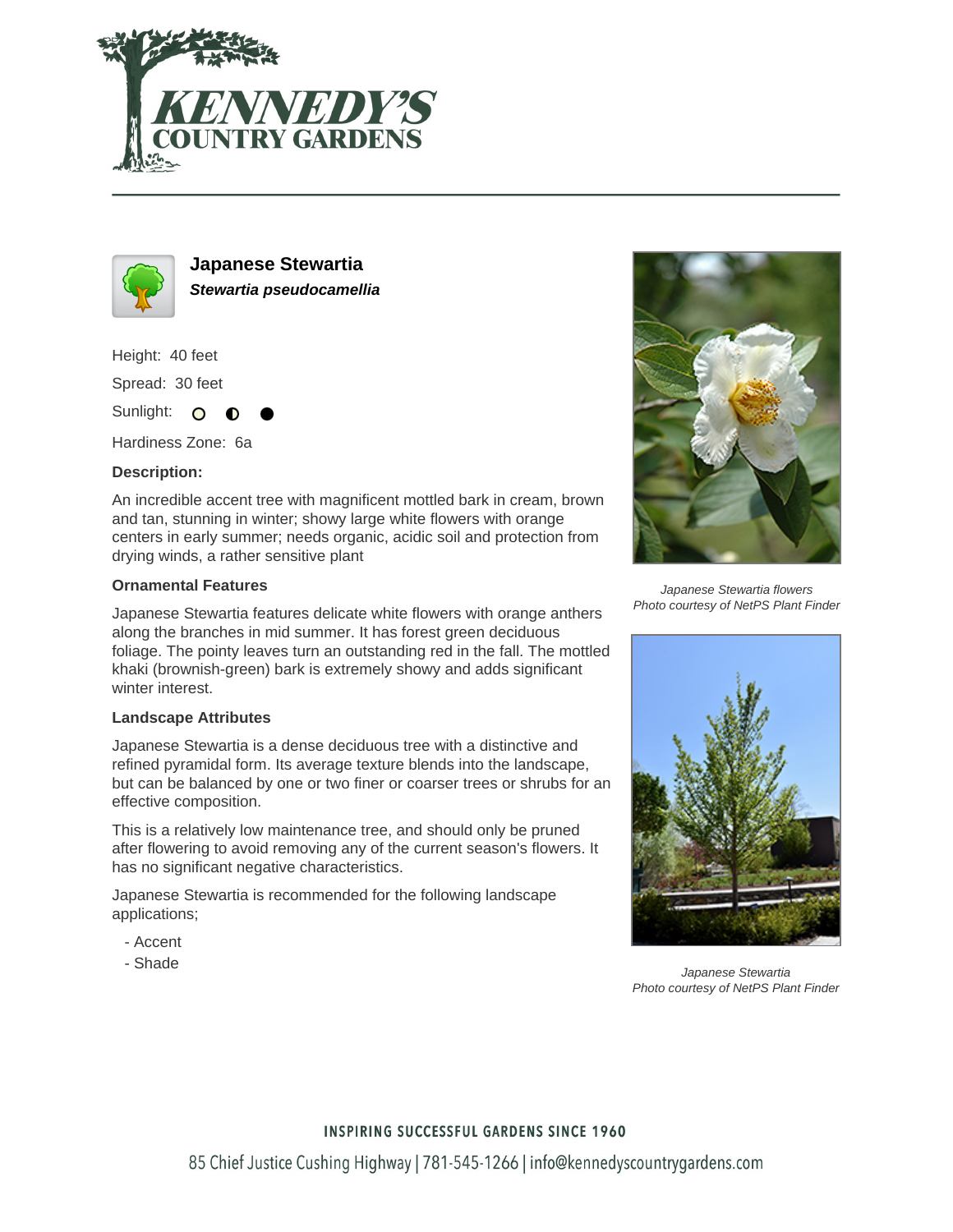# Japanese Stewartia

***Stewartia pseudocamellia***

Height: 40 feet

Spread: 30 feet

Sunlight: ○ ◐ ●

Hardiness Zone: 6a

### Description:

An incredible accent tree with magnificent mottled bark in cream, brown and tan, stunning in winter; showy large white flowers with orange centers in early summer; needs organic, acidic soil and protection from drying winds, a rather sensitive plant

### Ornamental Features

Japanese Stewartia features delicate white flowers with orange anthers along the branches in mid summer. It has forest green deciduous foliage. The pointy leaves turn an outstanding red in the fall. The mottled khaki (brownish-green) bark is extremely showy and adds significant winter interest.

### Landscape Attributes

Japanese Stewartia is a dense deciduous tree with a distinctive and refined pyramidal form. Its average texture blends into the landscape, but can be balanced by one or two finer or coarser trees or shrubs for an effective composition.

This is a relatively low maintenance tree, and should only be pruned after flowering to avoid removing any of the current season's flowers. It has no significant negative characteristics.

Japanese Stewartia is recommended for the following landscape applications;

- Accent
- Shade

*Japanese Stewartia flowers*
*Photo courtesy of NetPS Plant Finder*

*Japanese Stewartia*
*Photo courtesy of NetPS Plant Finder*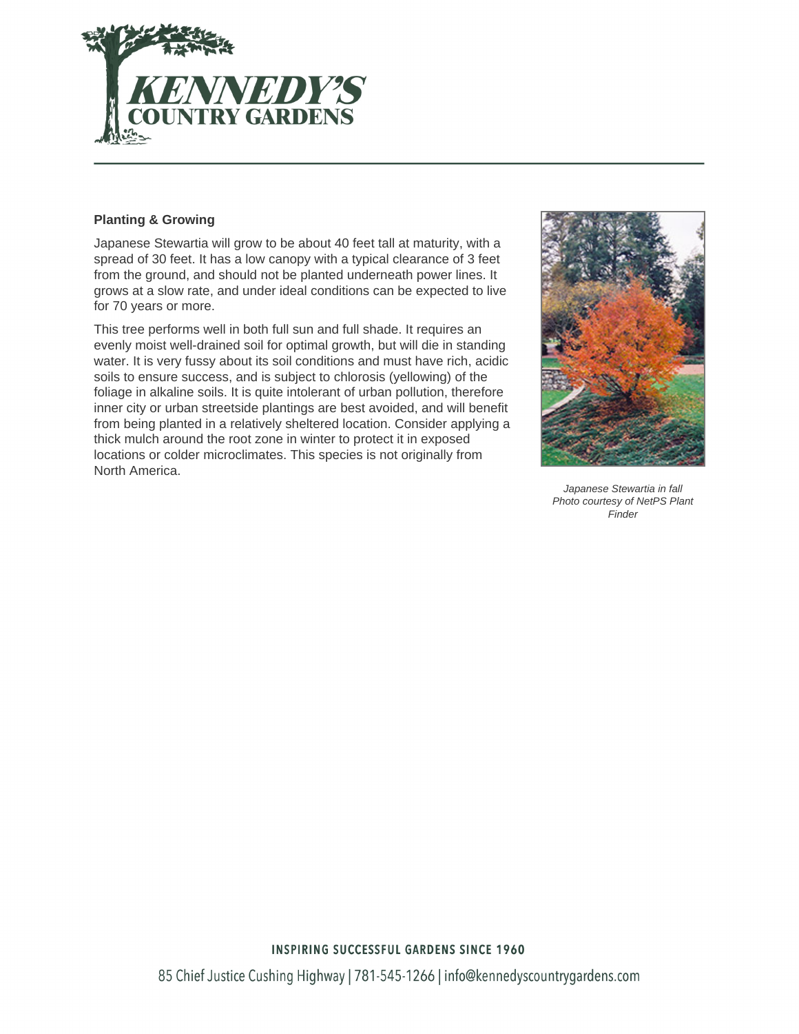## Planting & Growing

Japanese Stewartia will grow to be about 40 feet tall at maturity, with a spread of 30 feet. It has a low canopy with a typical clearance of 3 feet from the ground, and should not be planted underneath power lines. It grows at a slow rate, and under ideal conditions can be expected to live for 70 years or more.

This tree performs well in both full sun and full shade. It requires an evenly moist well-drained soil for optimal growth, but will die in standing water. It is very fussy about its soil conditions and must have rich, acidic soils to ensure success, and is subject to chlorosis (yellowing) of the foliage in alkaline soils. It is quite intolerant of urban pollution, therefore inner city or urban streetside plantings are best avoided, and will benefit from being planted in a relatively sheltered location. Consider applying a thick mulch around the root zone in winter to protect it in exposed locations or colder microclimates. This species is not originally from North America.

*Japanese Stewartia in fall*
*Photo courtesy of NetPS Plant Finder*